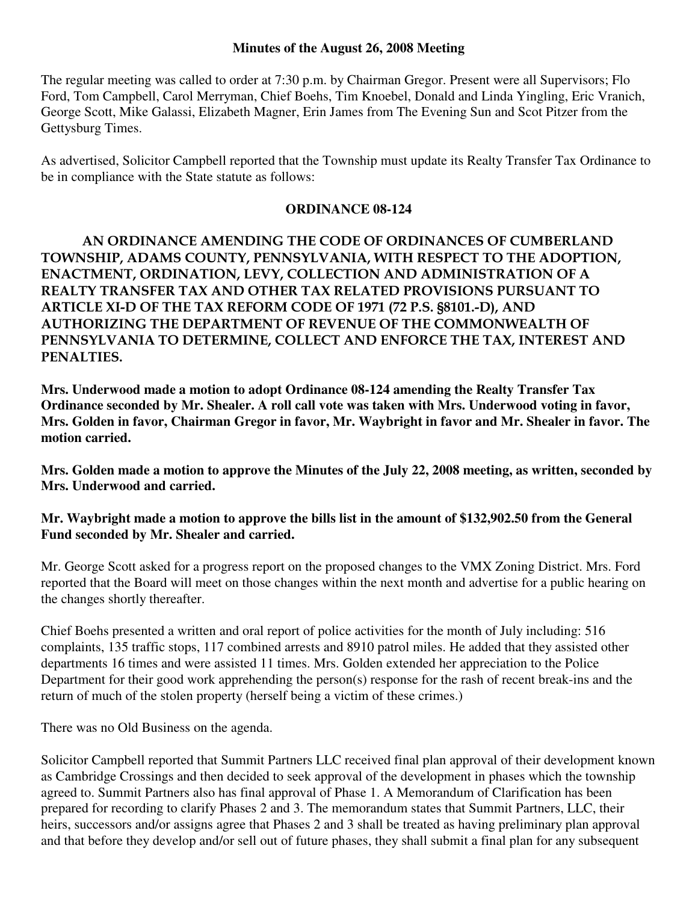**Minutes of the August 26, 2008 Meeting**

The regular meeting was called to order at 7:30 p.m. by Chairman Gregor. Present were all Supervisors; Flo Ford, Tom Campbell, Carol Merryman, Chief Boehs, Tim Knoebel, Donald and Linda Yingling, Eric Vranich, George Scott, Mike Galassi, Elizabeth Magner, Erin James from The Evening Sun and Scot Pitzer from the Gettysburg Times.

As advertised, Solicitor Campbell reported that the Township must update its Realty Transfer Tax Ordinance to be in compliance with the State statute as follows:

**ORDINANCE 08-124**

**AN ORDINANCE AMENDING THE CODE OF ORDINANCES OF CUMBERLAND TOWNSHIP, ADAMS COUNTY, PENNSYLVANIA, WITH RESPECT TO THE ADOPTION, ENACTMENT, ORDINATION, LEVY, COLLECTION AND ADMINISTRATION OF A REALTY TRANSFER TAX AND OTHER TAX RELATED PROVISIONS PURSUANT TO ARTICLE XI-D OF THE TAX REFORM CODE OF 1971 (72 P.S. §8101.-D), AND AUTHORIZING THE DEPARTMENT OF REVENUE OF THE COMMONWEALTH OF PENNSYLVANIA TO DETERMINE, COLLECT AND ENFORCE THE TAX, INTEREST AND PENALTIES.**

**Mrs. Underwood made a motion to adopt Ordinance 08-124 amending the Realty Transfer Tax Ordinance seconded by Mr. Shealer. A roll call vote was taken with Mrs. Underwood voting in favor, Mrs. Golden in favor, Chairman Gregor in favor, Mr. Waybright in favor and Mr. Shealer in favor. The motion carried.**

**Mrs. Golden made a motion to approve the Minutes of the July 22, 2008 meeting, as written, seconded by Mrs. Underwood and carried.**

**Mr. Waybright made a motion to approve the bills list in the amount of $132,902.50 from the General Fund seconded by Mr. Shealer and carried.**

Mr. George Scott asked for a progress report on the proposed changes to the VMX Zoning District. Mrs. Ford reported that the Board will meet on those changes within the next month and advertise for a public hearing on the changes shortly thereafter.

Chief Boehs presented a written and oral report of police activities for the month of July including: 516 complaints, 135 traffic stops, 117 combined arrests and 8910 patrol miles. He added that they assisted other departments 16 times and were assisted 11 times. Mrs. Golden extended her appreciation to the Police Department for their good work apprehending the person(s) response for the rash of recent break-ins and the return of much of the stolen property (herself being a victim of these crimes.)

There was no Old Business on the agenda.

Solicitor Campbell reported that Summit Partners LLC received final plan approval of their development known as Cambridge Crossings and then decided to seek approval of the development in phases which the township agreed to. Summit Partners also has final approval of Phase 1. A Memorandum of Clarification has been prepared for recording to clarify Phases 2 and 3. The memorandum states that Summit Partners, LLC, their heirs, successors and/or assigns agree that Phases 2 and 3 shall be treated as having preliminary plan approval and that before they develop and/or sell out of future phases, they shall submit a final plan for any subsequent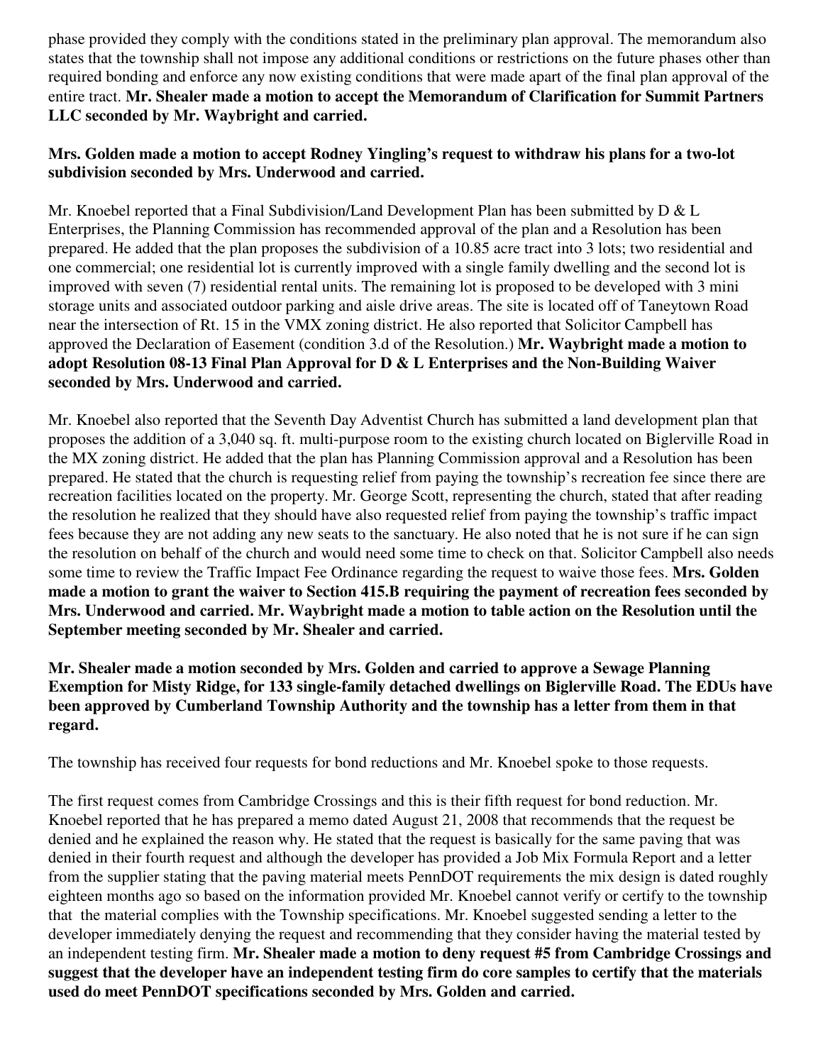phase provided they comply with the conditions stated in the preliminary plan approval. The memorandum also states that the township shall not impose any additional conditions or restrictions on the future phases other than required bonding and enforce any now existing conditions that were made apart of the final plan approval of the entire tract. **Mr. Shealer made a motion to accept the Memorandum of Clarification for Summit Partners LLC seconded by Mr. Waybright and carried.**

**Mrs. Golden made a motion to accept Rodney Yingling's request to withdraw his plans for a two-lot subdivision seconded by Mrs. Underwood and carried.**

Mr. Knoebel reported that a Final Subdivision/Land Development Plan has been submitted by D & L Enterprises, the Planning Commission has recommended approval of the plan and a Resolution has been prepared. He added that the plan proposes the subdivision of a 10.85 acre tract into 3 lots; two residential and one commercial; one residential lot is currently improved with a single family dwelling and the second lot is improved with seven (7) residential rental units. The remaining lot is proposed to be developed with 3 mini storage units and associated outdoor parking and aisle drive areas. The site is located off of Taneytown Road near the intersection of Rt. 15 in the VMX zoning district. He also reported that Solicitor Campbell has approved the Declaration of Easement (condition 3.d of the Resolution.) **Mr. Waybright made a motion to adopt Resolution 08-13 Final Plan Approval for D & L Enterprises and the Non-Building Waiver seconded by Mrs. Underwood and carried.**

Mr. Knoebel also reported that the Seventh Day Adventist Church has submitted a land development plan that proposes the addition of a 3,040 sq. ft. multi-purpose room to the existing church located on Biglerville Road in the MX zoning district. He added that the plan has Planning Commission approval and a Resolution has been prepared. He stated that the church is requesting relief from paying the township's recreation fee since there are recreation facilities located on the property. Mr. George Scott, representing the church, stated that after reading the resolution he realized that they should have also requested relief from paying the township's traffic impact fees because they are not adding any new seats to the sanctuary. He also noted that he is not sure if he can sign the resolution on behalf of the church and would need some time to check on that. Solicitor Campbell also needs some time to review the Traffic Impact Fee Ordinance regarding the request to waive those fees. **Mrs. Golden made a motion to grant the waiver to Section 415.B requiring the payment of recreation fees seconded by Mrs. Underwood and carried. Mr. Waybright made a motion to table action on the Resolution until the September meeting seconded by Mr. Shealer and carried.**

**Mr. Shealer made a motion seconded by Mrs. Golden and carried to approve a Sewage Planning Exemption for Misty Ridge, for 133 single-family detached dwellings on Biglerville Road. The EDUs have been approved by Cumberland Township Authority and the township has a letter from them in that regard.**

The township has received four requests for bond reductions and Mr. Knoebel spoke to those requests.

The first request comes from Cambridge Crossings and this is their fifth request for bond reduction. Mr. Knoebel reported that he has prepared a memo dated August 21, 2008 that recommends that the request be denied and he explained the reason why. He stated that the request is basically for the same paving that was denied in their fourth request and although the developer has provided a Job Mix Formula Report and a letter from the supplier stating that the paving material meets PennDOT requirements the mix design is dated roughly eighteen months ago so based on the information provided Mr. Knoebel cannot verify or certify to the township that the material complies with the Township specifications. Mr. Knoebel suggested sending a letter to the developer immediately denying the request and recommending that they consider having the material tested by an independent testing firm. **Mr. Shealer made a motion to deny request #5 from Cambridge Crossings and suggest that the developer have an independent testing firm do core samples to certify that the materials used do meet PennDOT specifications seconded by Mrs. Golden and carried.**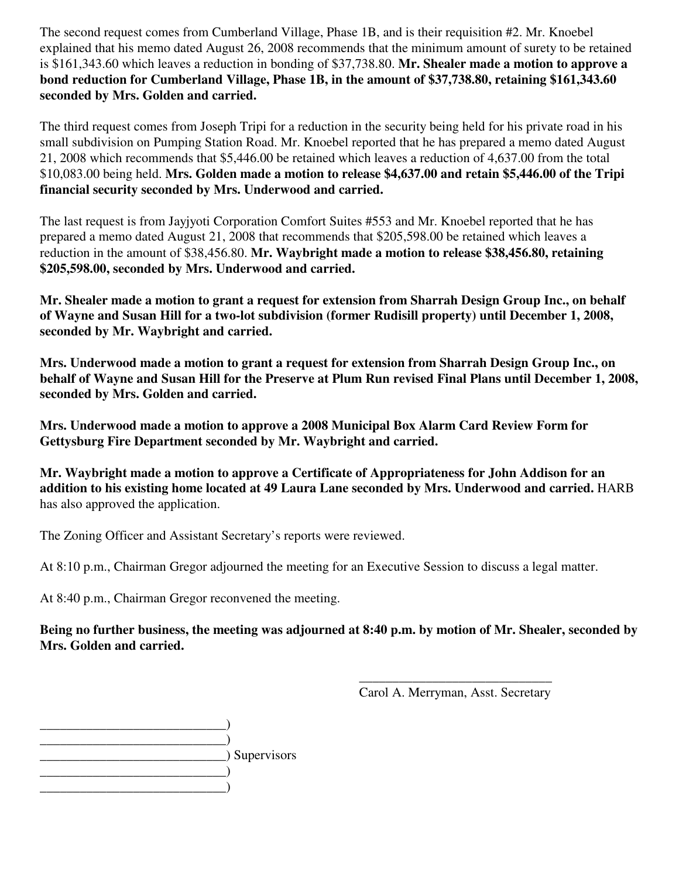The second request comes from Cumberland Village, Phase 1B, and is their requisition #2. Mr. Knoebel explained that his memo dated August 26, 2008 recommends that the minimum amount of surety to be retained is $161,343.60 which leaves a reduction in bonding of $37,738.80. **Mr. Shealer made a motion to approve a bond reduction for Cumberland Village, Phase 1B, in the amount of $37,738.80, retaining $161,343.60 seconded by Mrs. Golden and carried.**

The third request comes from Joseph Tripi for a reduction in the security being held for his private road in his small subdivision on Pumping Station Road. Mr. Knoebel reported that he has prepared a memo dated August 21, 2008 which recommends that $5,446.00 be retained which leaves a reduction of 4,637.00 from the total $10,083.00 being held. **Mrs. Golden made a motion to release $4,637.00 and retain $5,446.00 of the Tripi financial security seconded by Mrs. Underwood and carried.**

The last request is from Jayjyoti Corporation Comfort Suites #553 and Mr. Knoebel reported that he has prepared a memo dated August 21, 2008 that recommends that $205,598.00 be retained which leaves a reduction in the amount of $38,456.80. **Mr. Waybright made a motion to release $38,456.80, retaining $205,598.00, seconded by Mrs. Underwood and carried.**

**Mr. Shealer made a motion to grant a request for extension from Sharrah Design Group Inc., on behalf of Wayne and Susan Hill for a two-lot subdivision (former Rudisill property) until December 1, 2008, seconded by Mr. Waybright and carried.**

**Mrs. Underwood made a motion to grant a request for extension from Sharrah Design Group Inc., on behalf of Wayne and Susan Hill for the Preserve at Plum Run revised Final Plans until December 1, 2008, seconded by Mrs. Golden and carried.**

**Mrs. Underwood made a motion to approve a 2008 Municipal Box Alarm Card Review Form for Gettysburg Fire Department seconded by Mr. Waybright and carried.**

**Mr. Waybright made a motion to approve a Certificate of Appropriateness for John Addison for an addition to his existing home located at 49 Laura Lane seconded by Mrs. Underwood and carried.** HARB has also approved the application.

The Zoning Officer and Assistant Secretary's reports were reviewed.

At 8:10 p.m., Chairman Gregor adjourned the meeting for an Executive Session to discuss a legal matter.

At 8:40 p.m., Chairman Gregor reconvened the meeting.

**Being no further business, the meeting was adjourned at 8:40 p.m. by motion of Mr. Shealer, seconded by Mrs. Golden and carried.**

\_\_\_\_\_\_\_\_\_\_\_\_\_\_\_\_\_\_\_\_\_\_\_\_\_\_\_\_\_\_
Carol A. Merryman, Asst. Secretary

\_\_\_\_\_\_\_\_\_\_\_\_\_\_\_\_\_\_\_\_\_\_\_\_\_\_\_\_)
\_\_\_\_\_\_\_\_\_\_\_\_\_\_\_\_\_\_\_\_\_\_\_\_\_\_\_\_)
\_\_\_\_\_\_\_\_\_\_\_\_\_\_\_\_\_\_\_\_\_\_\_\_\_\_\_\_) Supervisors
\_\_\_\_\_\_\_\_\_\_\_\_\_\_\_\_\_\_\_\_\_\_\_\_\_\_\_\_)
\_\_\_\_\_\_\_\_\_\_\_\_\_\_\_\_\_\_\_\_\_\_\_\_\_\_\_\_)